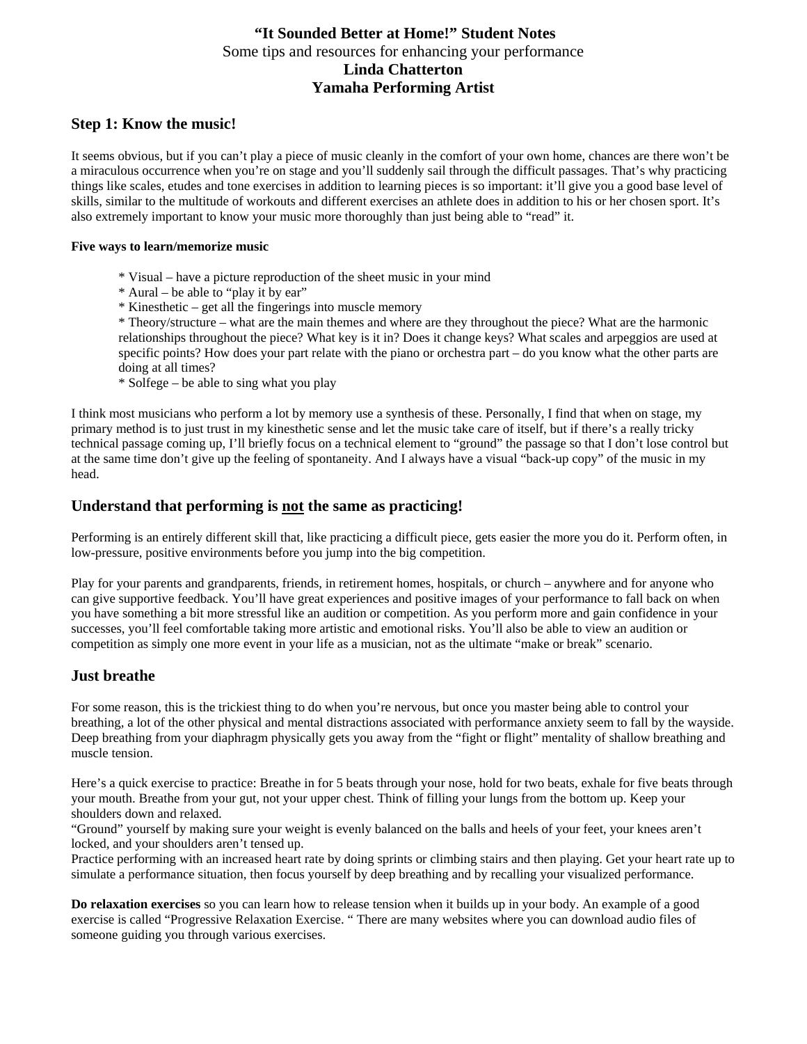# "It Sounded Better at Home!" Student Notes

Some tips and resources for enhancing your performance

**Linda Chatterton**

**Yamaha Performing Artist**

## Step 1: Know the music!

It seems obvious, but if you can't play a piece of music cleanly in the comfort of your own home, chances are there won't be a miraculous occurrence when you're on stage and you'll suddenly sail through the difficult passages. That's why practicing things like scales, etudes and tone exercises in addition to learning pieces is so important: it'll give you a good base level of skills, similar to the multitude of workouts and different exercises an athlete does in addition to his or her chosen sport. It's also extremely important to know your music more thoroughly than just being able to "read" it.

**Five ways to learn/memorize music**

* Visual – have a picture reproduction of the sheet music in your mind
* Aural – be able to "play it by ear"
* Kinesthetic – get all the fingerings into muscle memory
* Theory/structure – what are the main themes and where are they throughout the piece? What are the harmonic relationships throughout the piece? What key is it in? Does it change keys? What scales and arpeggios are used at specific points? How does your part relate with the piano or orchestra part – do you know what the other parts are doing at all times?
* Solfege – be able to sing what you play

I think most musicians who perform a lot by memory use a synthesis of these. Personally, I find that when on stage, my primary method is to just trust in my kinesthetic sense and let the music take care of itself, but if there's a really tricky technical passage coming up, I'll briefly focus on a technical element to "ground" the passage so that I don't lose control but at the same time don't give up the feeling of spontaneity. And I always have a visual "back-up copy" of the music in my head.

## Understand that performing is <u>not</u> the same as practicing!

Performing is an entirely different skill that, like practicing a difficult piece, gets easier the more you do it. Perform often, in low-pressure, positive environments before you jump into the big competition.

Play for your parents and grandparents, friends, in retirement homes, hospitals, or church – anywhere and for anyone who can give supportive feedback. You'll have great experiences and positive images of your performance to fall back on when you have something a bit more stressful like an audition or competition. As you perform more and gain confidence in your successes, you'll feel comfortable taking more artistic and emotional risks. You'll also be able to view an audition or competition as simply one more event in your life as a musician, not as the ultimate "make or break" scenario.

## Just breathe

For some reason, this is the trickiest thing to do when you're nervous, but once you master being able to control your breathing, a lot of the other physical and mental distractions associated with performance anxiety seem to fall by the wayside. Deep breathing from your diaphragm physically gets you away from the "fight or flight" mentality of shallow breathing and muscle tension.

Here's a quick exercise to practice: Breathe in for 5 beats through your nose, hold for two beats, exhale for five beats through your mouth. Breathe from your gut, not your upper chest. Think of filling your lungs from the bottom up. Keep your shoulders down and relaxed.
"Ground" yourself by making sure your weight is evenly balanced on the balls and heels of your feet, your knees aren't locked, and your shoulders aren't tensed up.
Practice performing with an increased heart rate by doing sprints or climbing stairs and then playing. Get your heart rate up to simulate a performance situation, then focus yourself by deep breathing and by recalling your visualized performance.

**Do relaxation exercises** so you can learn how to release tension when it builds up in your body. An example of a good exercise is called "Progressive Relaxation Exercise. " There are many websites where you can download audio files of someone guiding you through various exercises.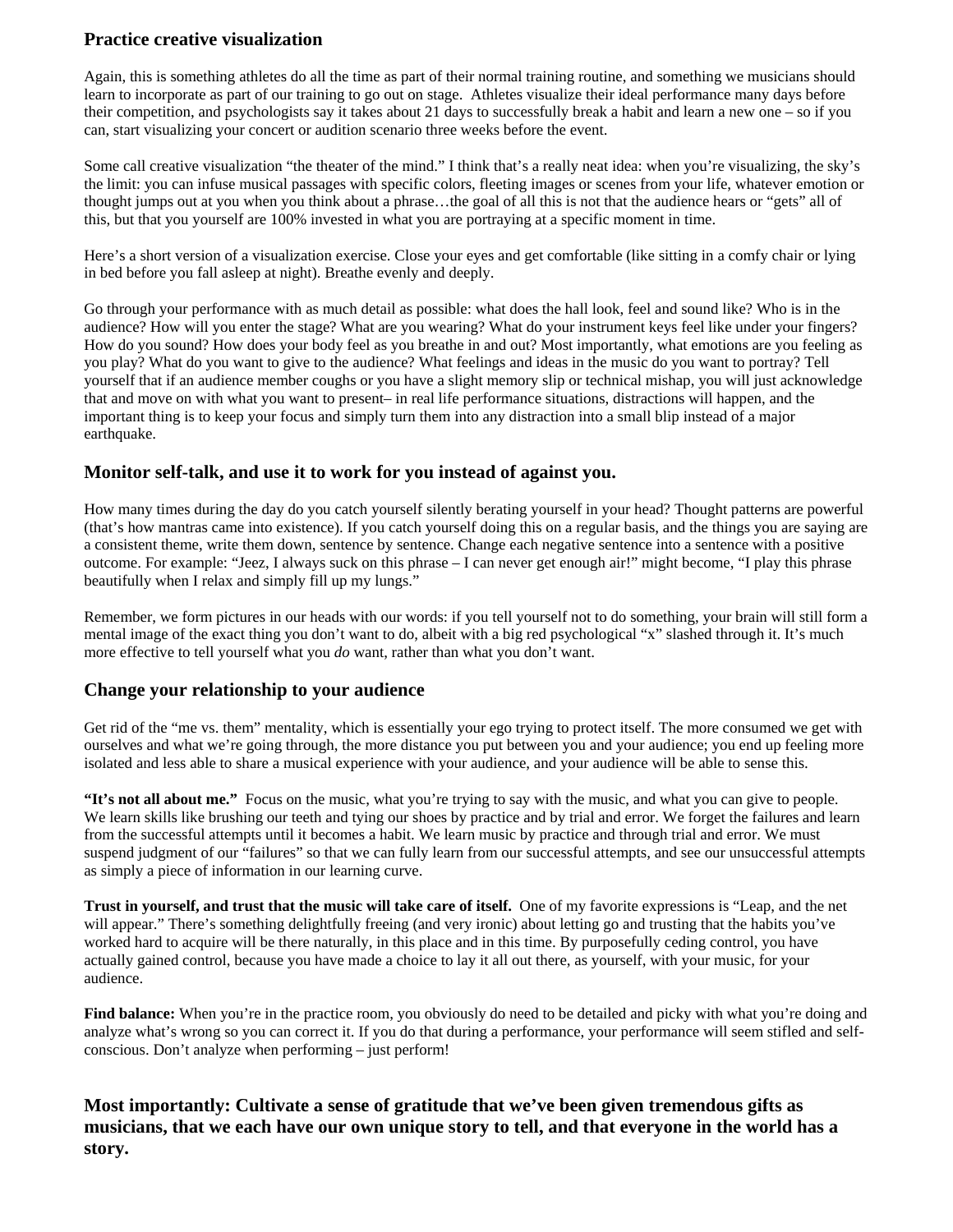## Practice creative visualization

Again, this is something athletes do all the time as part of their normal training routine, and something we musicians should learn to incorporate as part of our training to go out on stage.  Athletes visualize their ideal performance many days before their competition, and psychologists say it takes about 21 days to successfully break a habit and learn a new one – so if you can, start visualizing your concert or audition scenario three weeks before the event.

Some call creative visualization "the theater of the mind." I think that's a really neat idea: when you're visualizing, the sky's the limit: you can infuse musical passages with specific colors, fleeting images or scenes from your life, whatever emotion or thought jumps out at you when you think about a phrase…the goal of all this is not that the audience hears or "gets" all of this, but that you yourself are 100% invested in what you are portraying at a specific moment in time.

Here's a short version of a visualization exercise. Close your eyes and get comfortable (like sitting in a comfy chair or lying in bed before you fall asleep at night). Breathe evenly and deeply.

Go through your performance with as much detail as possible: what does the hall look, feel and sound like? Who is in the audience? How will you enter the stage? What are you wearing? What do your instrument keys feel like under your fingers? How do you sound? How does your body feel as you breathe in and out? Most importantly, what emotions are you feeling as you play? What do you want to give to the audience? What feelings and ideas in the music do you want to portray? Tell yourself that if an audience member coughs or you have a slight memory slip or technical mishap, you will just acknowledge that and move on with what you want to present– in real life performance situations, distractions will happen, and the important thing is to keep your focus and simply turn them into any distraction into a small blip instead of a major earthquake.

## Monitor self-talk, and use it to work for you instead of against you.

How many times during the day do you catch yourself silently berating yourself in your head? Thought patterns are powerful (that's how mantras came into existence). If you catch yourself doing this on a regular basis, and the things you are saying are a consistent theme, write them down, sentence by sentence. Change each negative sentence into a sentence with a positive outcome. For example: "Jeez, I always suck on this phrase – I can never get enough air!" might become, "I play this phrase beautifully when I relax and simply fill up my lungs."

Remember, we form pictures in our heads with our words: if you tell yourself not to do something, your brain will still form a mental image of the exact thing you don't want to do, albeit with a big red psychological "x" slashed through it. It's much more effective to tell yourself what you *do* want, rather than what you don't want.

## Change your relationship to your audience

Get rid of the "me vs. them" mentality, which is essentially your ego trying to protect itself. The more consumed we get with ourselves and what we're going through, the more distance you put between you and your audience; you end up feeling more isolated and less able to share a musical experience with your audience, and your audience will be able to sense this.

**"It's not all about me."** Focus on the music, what you're trying to say with the music, and what you can give to people. We learn skills like brushing our teeth and tying our shoes by practice and by trial and error. We forget the failures and learn from the successful attempts until it becomes a habit. We learn music by practice and through trial and error. We must suspend judgment of our "failures" so that we can fully learn from our successful attempts, and see our unsuccessful attempts as simply a piece of information in our learning curve.

**Trust in yourself, and trust that the music will take care of itself.** One of my favorite expressions is "Leap, and the net will appear." There's something delightfully freeing (and very ironic) about letting go and trusting that the habits you've worked hard to acquire will be there naturally, in this place and in this time. By purposefully ceding control, you have actually gained control, because you have made a choice to lay it all out there, as yourself, with your music, for your audience.

**Find balance:** When you're in the practice room, you obviously do need to be detailed and picky with what you're doing and analyze what's wrong so you can correct it. If you do that during a performance, your performance will seem stifled and self-conscious. Don't analyze when performing – just perform!

## Most importantly: Cultivate a sense of gratitude that we've been given tremendous gifts as musicians, that we each have our own unique story to tell, and that everyone in the world has a story.